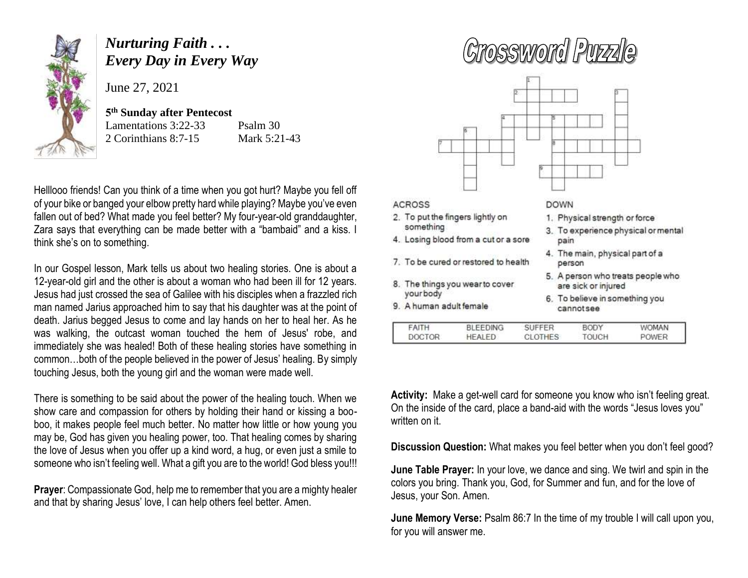# *Nurturing Faith . . . Every Day in Every Way*

June 27, 2021

**5th Sunday after Pentecost**

Lamentations 3:22-33 Psalm 30
2 Corinthians 8:7-15 Mark 5:21-43

Helllooo friends! Can you think of a time when you got hurt? Maybe you fell off of your bike or banged your elbow pretty hard while playing? Maybe you've even fallen out of bed? What made you feel better? My four-year-old granddaughter, Zara says that everything can be made better with a "bambaid" and a kiss. I think she's on to something.

In our Gospel lesson, Mark tells us about two healing stories. One is about a 12-year-old girl and the other is about a woman who had been ill for 12 years. Jesus had just crossed the sea of Galilee with his disciples when a frazzled rich man named Jarius approached him to say that his daughter was at the point of death. Jarius begged Jesus to come and lay hands on her to heal her. As he was walking, the outcast woman touched the hem of Jesus' robe, and immediately she was healed! Both of these healing stories have something in common…both of the people believed in the power of Jesus' healing. By simply touching Jesus, both the young girl and the woman were made well.

There is something to be said about the power of the healing touch. When we show care and compassion for others by holding their hand or kissing a boo-boo, it makes people feel much better. No matter how little or how young you may be, God has given you healing power, too. That healing comes by sharing the love of Jesus when you offer up a kind word, a hug, or even just a smile to someone who isn't feeling well. What a gift you are to the world! God bless you!!!

**Prayer**: Compassionate God, help me to remember that you are a mighty healer and that by sharing Jesus' love, I can help others feel better. Amen.

# Crossword Puzzle

**ACROSS**

2. To put the fingers lightly on something
4. Losing blood from a cut or a sore
7. To be cured or restored to health
8. The things you wear to cover your body
9. A human adult female

**DOWN**

1. Physical strength or force
3. To experience physical or mental pain
4. The main, physical part of a person
5. A person who treats people who are sick or injured
6. To believe in something you cannot see

| FAITH | BLEEDING | SUFFER | BODY | WOMAN |
|---|---|---|---|---|
| DOCTOR | HEALED | CLOTHES | TOUCH | POWER |

**Activity:** Make a get-well card for someone you know who isn't feeling great. On the inside of the card, place a band-aid with the words "Jesus loves you" written on it.

**Discussion Question:** What makes you feel better when you don't feel good?

**June Table Prayer:** In your love, we dance and sing. We twirl and spin in the colors you bring. Thank you, God, for Summer and fun, and for the love of Jesus, your Son. Amen.

**June Memory Verse:** Psalm 86:7 In the time of my trouble I will call upon you, for you will answer me.